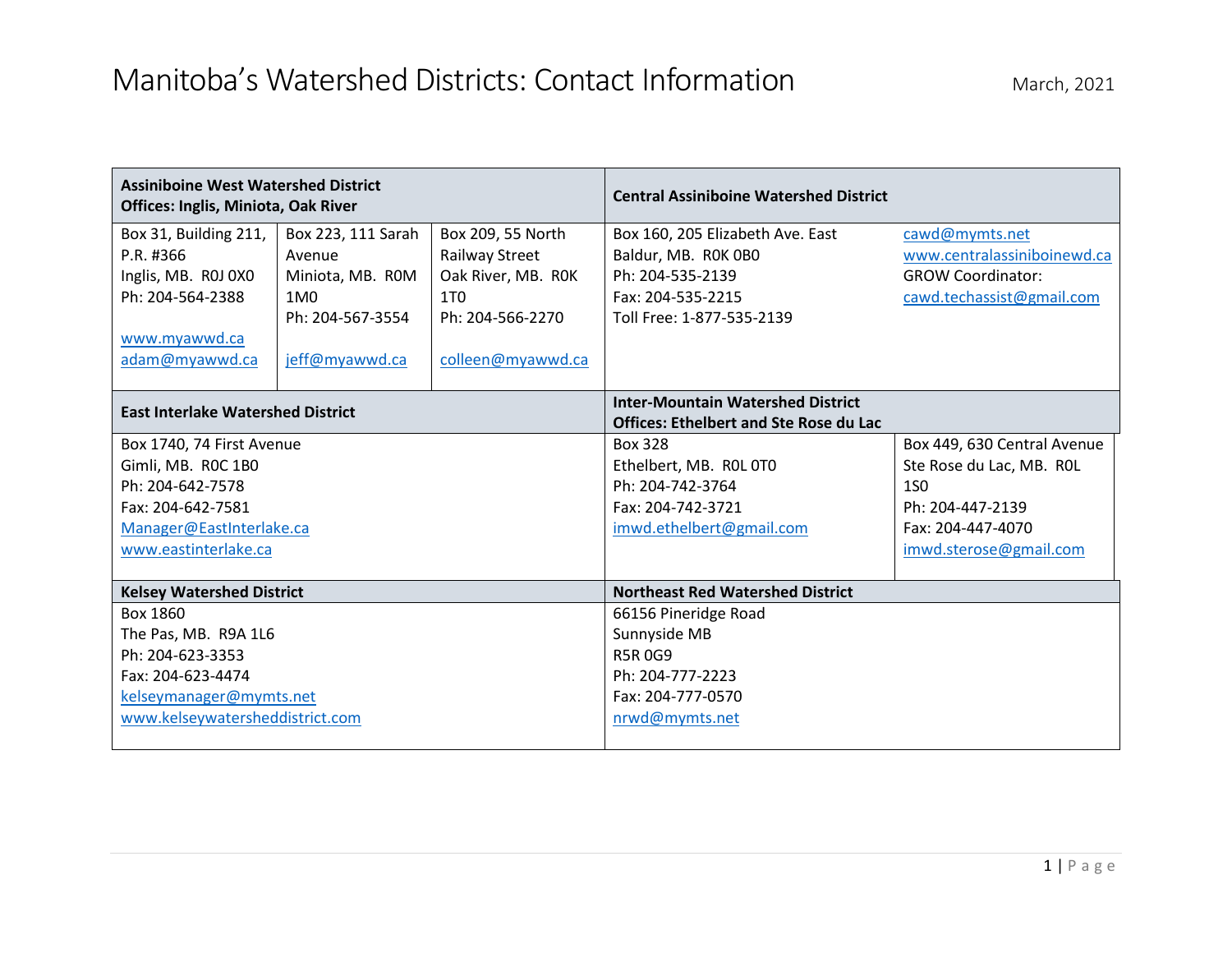# Manitoba's Watershed Districts: Contact Information

March, 2021

## Assiniboine West Watershed District
**Offices: Inglis, Miniota, Oak River**

| Inglis | Miniota | Oak River |
|---|---|---|
| Box 31, Building 211, P.R. #366<br>Inglis, MB. R0J 0X0<br>Ph: 204-564-2388<br><br>www.myawwd.ca<br>adam@myawwd.ca | Box 223, 111 Sarah Avenue<br>Miniota, MB. R0M 1M0<br>Ph: 204-567-3554<br><br>jeff@myawwd.ca | Box 209, 55 North Railway Street<br>Oak River, MB. R0K 1T0<br>Ph: 204-566-2270<br><br>colleen@myawwd.ca |

## Central Assiniboine Watershed District

Box 160, 205 Elizabeth Ave. East
Baldur, MB. R0K 0B0
Ph: 204-535-2139
Fax: 204-535-2215
Toll Free: 1-877-535-2139

cawd@mymts.net
www.centralassiniboinewd.ca
GROW Coordinator:
cawd.techassist@gmail.com

## East Interlake Watershed District

Box 1740, 74 First Avenue
Gimli, MB. R0C 1B0
Ph: 204-642-7578
Fax: 204-642-7581
Manager@EastInterlake.ca
www.eastinterlake.ca

## Inter-Mountain Watershed District
**Offices: Ethelbert and Ste Rose du Lac**

| Ethelbert | Ste Rose du Lac |
|---|---|
| Box 328<br>Ethelbert, MB. R0L 0T0<br>Ph: 204-742-3764<br>Fax: 204-742-3721<br>imwd.ethelbert@gmail.com | Box 449, 630 Central Avenue<br>Ste Rose du Lac, MB. R0L 1S0<br>Ph: 204-447-2139<br>Fax: 204-447-4070<br>imwd.sterose@gmail.com |

## Kelsey Watershed District

Box 1860
The Pas, MB. R9A 1L6
Ph: 204-623-3353
Fax: 204-623-4474
kelseymanager@mymts.net
www.kelseywatersheddistrict.com

## Northeast Red Watershed District

66156 Pineridge Road
Sunnyside MB
R5R 0G9
Ph: 204-777-2223
Fax: 204-777-0570
nrwd@mymts.net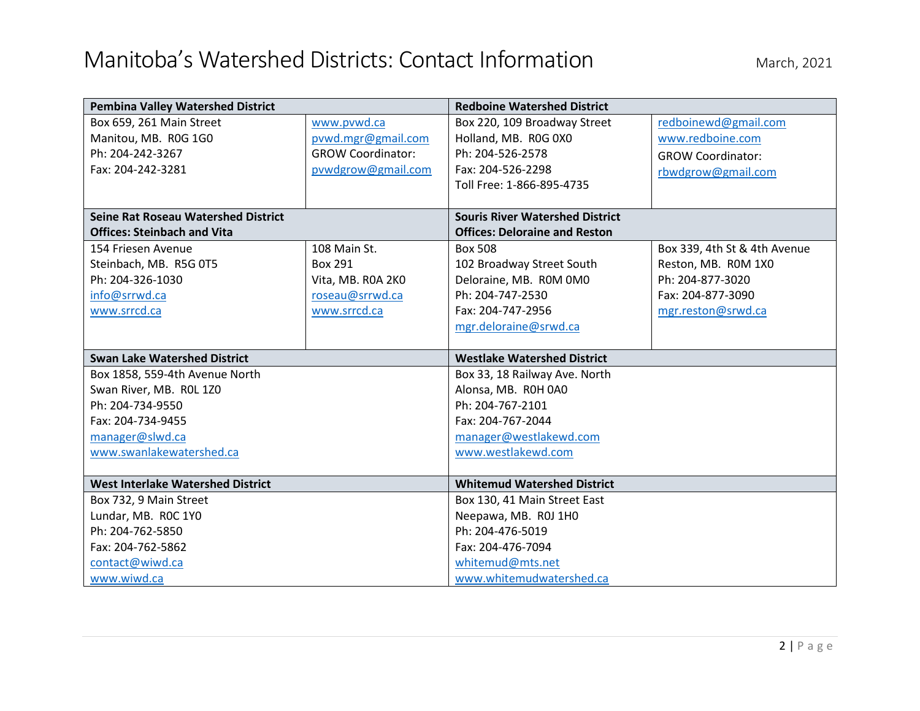# Manitoba's Watershed Districts: Contact Information

March, 2021

| **Pembina Valley Watershed District** | | **Redboine Watershed District** | |
|---|---|---|---|
| Box 659, 261 Main Street<br>Manitou, MB. R0G 1G0<br>Ph: 204-242-3267<br>Fax: 204-242-3281 | www.pvwd.ca<br>pvwd.mgr@gmail.com<br>GROW Coordinator:<br>pvwdgrow@gmail.com | Box 220, 109 Broadway Street<br>Holland, MB. R0G 0X0<br>Ph: 204-526-2578<br>Fax: 204-526-2298<br>Toll Free: 1-866-895-4735 | redboinewd@gmail.com<br>www.redboine.com<br>GROW Coordinator:<br>rbwdgrow@gmail.com |
| **Seine Rat Roseau Watershed District**<br>**Offices: Steinbach and Vita** | | **Souris River Watershed District**<br>**Offices: Deloraine and Reston** | |
| 154 Friesen Avenue<br>Steinbach, MB. R5G 0T5<br>Ph: 204-326-1030<br>info@srrwd.ca<br>www.srrcd.ca | 108 Main St.<br>Box 291<br>Vita, MB. R0A 2K0<br>roseau@srrwd.ca<br>www.srrcd.ca | Box 508<br>102 Broadway Street South<br>Deloraine, MB. R0M 0M0<br>Ph: 204-747-2530<br>Fax: 204-747-2956<br>mgr.deloraine@srwd.ca | Box 339, 4th St & 4th Avenue<br>Reston, MB. R0M 1X0<br>Ph: 204-877-3020<br>Fax: 204-877-3090<br>mgr.reston@srwd.ca |
| **Swan Lake Watershed District** | | **Westlake Watershed District** | |
| Box 1858, 559-4th Avenue North<br>Swan River, MB. R0L 1Z0<br>Ph: 204-734-9550<br>Fax: 204-734-9455<br>manager@slwd.ca<br>www.swanlakewatershed.ca | | Box 33, 18 Railway Ave. North<br>Alonsa, MB. R0H 0A0<br>Ph: 204-767-2101<br>Fax: 204-767-2044<br>manager@westlakewd.com<br>www.westlakewd.com | |
| **West Interlake Watershed District** | | **Whitemud Watershed District** | |
| Box 732, 9 Main Street<br>Lundar, MB. R0C 1Y0<br>Ph: 204-762-5850<br>Fax: 204-762-5862<br>contact@wiwd.ca<br>www.wiwd.ca | | Box 130, 41 Main Street East<br>Neepawa, MB. R0J 1H0<br>Ph: 204-476-5019<br>Fax: 204-476-7094<br>whitemud@mts.net<br>www.whitemudwatershed.ca | |